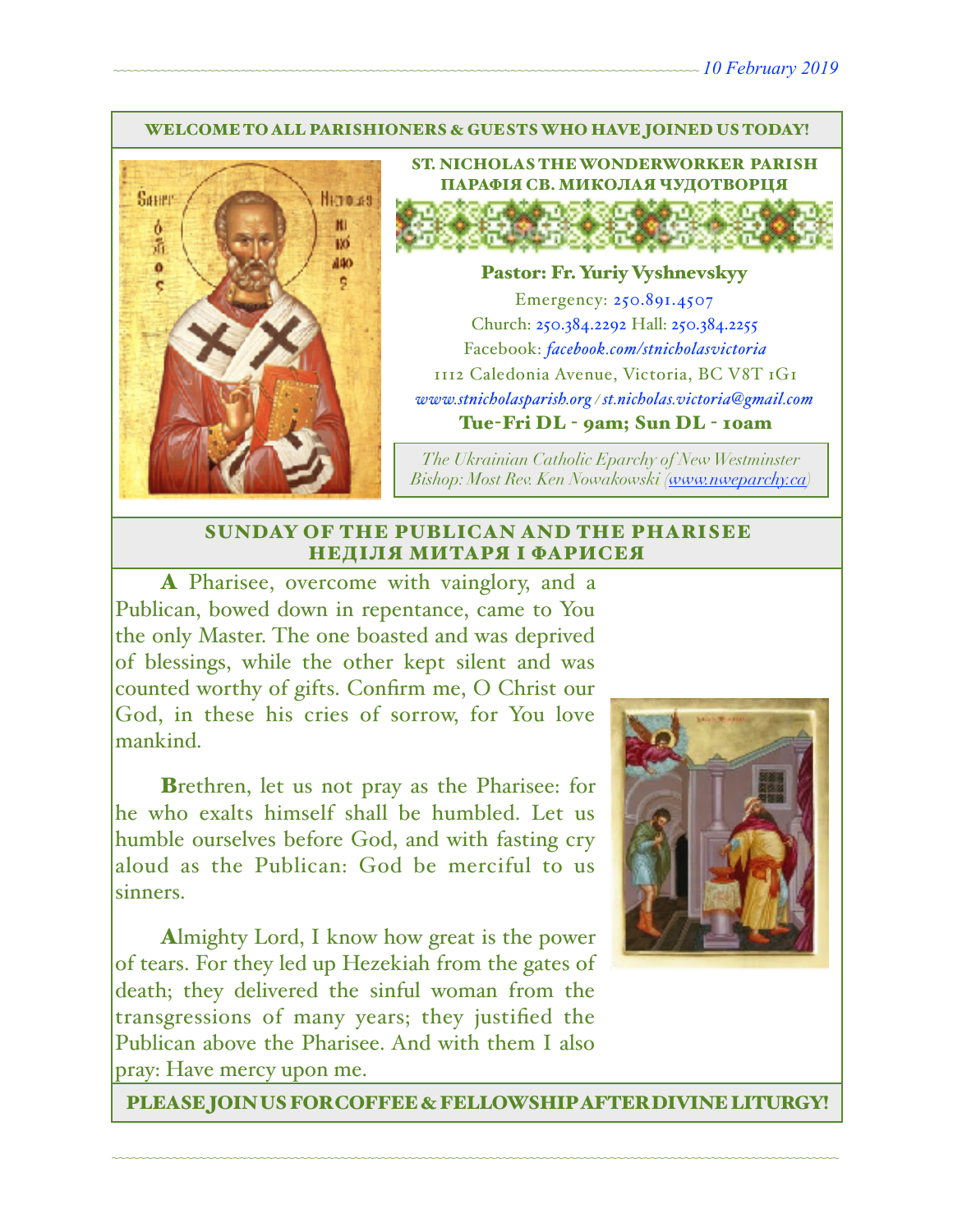*10 February 2019*

WELCOME TO ALL PARISHIONERS & GUESTS WHO HAVE JOINED US TODAY!

## ST. NICHOLAS THE WONDERWORKER PARISH
## ПАРАФІЯ СВ. МИКОЛАЯ ЧУДОТВОРЦЯ

**Pastor: Fr. Yuriy Vyshnevskyy**

Emergency: 250.891.4507

Church: 250.384.2292 Hall: 250.384.2255

Facebook: *facebook.com/stnicholasvictoria*

1112 Caledonia Avenue, Victoria, BC V8T 1G1

*www.stnicholasparish.org / st.nicholas.victoria@gmail.com*

**Tue-Fri DL - 9am; Sun DL - 10am**

*The Ukrainian Catholic Eparchy of New Westminster*
*Bishop: Most Rev. Ken Nowakowski (www.nweparchy.ca)*

## SUNDAY OF THE PUBLICAN AND THE PHARISEE
## НЕДІЛЯ МИТАРЯ І ФАРИСЕЯ

**A** Pharisee, overcome with vainglory, and a Publican, bowed down in repentance, came to You the only Master. The one boasted and was deprived of blessings, while the other kept silent and was counted worthy of gifts. Confirm me, O Christ our God, in these his cries of sorrow, for You love mankind.

**B**rethren, let us not pray as the Pharisee: for he who exalts himself shall be humbled. Let us humble ourselves before God, and with fasting cry aloud as the Publican: God be merciful to us sinners.

**A**lmighty Lord, I know how great is the power of tears. For they led up Hezekiah from the gates of death; they delivered the sinful woman from the transgressions of many years; they justified the Publican above the Pharisee. And with them I also pray: Have mercy upon me.

PLEASE JOIN US FOR COFFEE & FELLOWSHIP AFTER DIVINE LITURGY!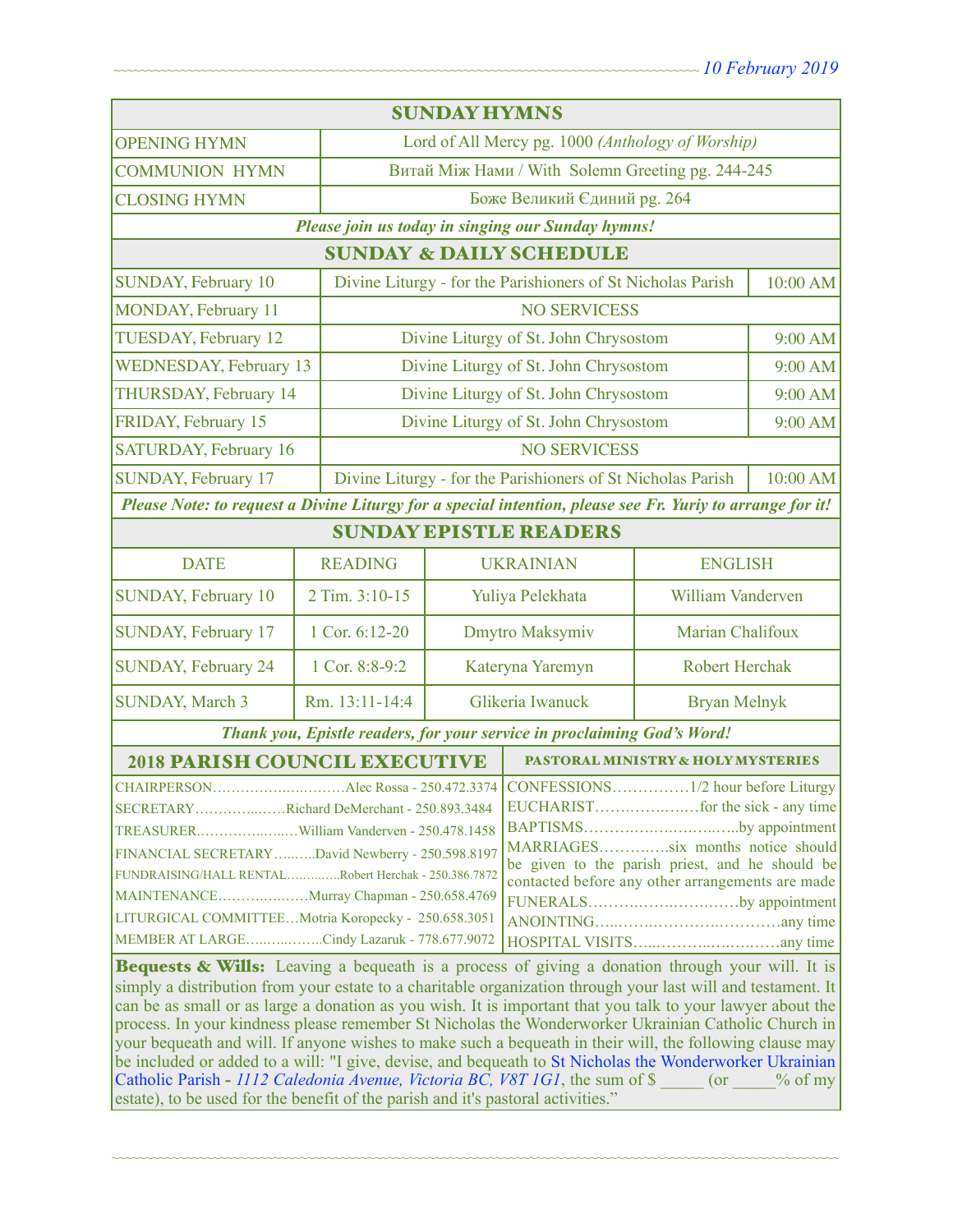10 February 2019

## SUNDAY HYMNS

| | |
|---|---|
| OPENING HYMN | Lord of All Mercy pg. 1000 *(Anthology of Worship)* |
| COMMUNION HYMN | Витай Між Нами / With Solemn Greeting pg. 244-245 |
| CLOSING HYMN | Боже Великий Єдиний pg. 264 |

***Please join us today in singing our Sunday hymns!***

## SUNDAY & DAILY SCHEDULE

| | | |
|---|---|---|
| SUNDAY, February 10 | Divine Liturgy - for the Parishioners of St Nicholas Parish | 10:00 AM |
| MONDAY, February 11 | NO SERVICESS | |
| TUESDAY, February 12 | Divine Liturgy of St. John Chrysostom | 9:00 AM |
| WEDNESDAY, February 13 | Divine Liturgy of St. John Chrysostom | 9:00 AM |
| THURSDAY, February 14 | Divine Liturgy of St. John Chrysostom | 9:00 AM |
| FRIDAY, February 15 | Divine Liturgy of St. John Chrysostom | 9:00 AM |
| SATURDAY, February 16 | NO SERVICESS | |
| SUNDAY, February 17 | Divine Liturgy - for the Parishioners of St Nicholas Parish | 10:00 AM |

***Please Note: to request a Divine Liturgy for a special intention, please see Fr. Yuriy to arrange for it!***

## SUNDAY EPISTLE READERS

| DATE | READING | UKRAINIAN | ENGLISH |
|---|---|---|---|
| SUNDAY, February 10 | 2 Tim. 3:10-15 | Yuliya Pelekhata | William Vanderven |
| SUNDAY, February 17 | 1 Cor. 6:12-20 | Dmytro Maksymiv | Marian Chalifoux |
| SUNDAY, February 24 | 1 Cor. 8:8-9:2 | Kateryna Yaremyn | Robert Herchak |
| SUNDAY, March 3 | Rm. 13:11-14:4 | Glikeria Iwanuck | Bryan Melnyk |

***Thank you, Epistle readers, for your service in proclaiming God's Word!***

## 2018 PARISH COUNCIL EXECUTIVE

CHAIRPERSON…………………………Alec Rossa - 250.472.3374
SECRETARY……………Richard DeMerchant - 250.893.3484
TREASURER………………William Vanderven - 250.478.1458
FINANCIAL SECRETARY………David Newberry - 250.598.8197
FUNDRAISING/HALL RENTAL…………Robert Herchak - 250.386.7872
MAINTENANCE………………Murray Chapman - 250.658.4769
LITURGICAL COMMITTEE…Motria Koropecky - 250.658.3051
MEMBER AT LARGE……………Cindy Lazaruk - 778.677.9072

## PASTORAL MINISTRY & HOLY MYSTERIES

CONFESSIONS……………1/2 hour before Liturgy
EUCHARIST………………for the sick - any time
BAPTISMS…………………………by appointment
MARRIAGES…………six months notice should be given to the parish priest, and he should be contacted before any other arrangements are made
FUNERALS…………………………by appointment
ANOINTING……………………………any time
HOSPITAL VISITS…………………………any time

**Bequests & Wills:** Leaving a bequeath is a process of giving a donation through your will. It is simply a distribution from your estate to a charitable organization through your last will and testament. It can be as small or as large a donation as you wish. It is important that you talk to your lawyer about the process. In your kindness please remember St Nicholas the Wonderworker Ukrainian Catholic Church in your bequeath and will. If anyone wishes to make such a bequeath in their will, the following clause may be included or added to a will: "I give, devise, and bequeath to St Nicholas the Wonderworker Ukrainian Catholic Parish - *1112 Caledonia Avenue, Victoria BC, V8T 1G1*, the sum of $ _____ (or _____% of my estate), to be used for the benefit of the parish and it's pastoral activities."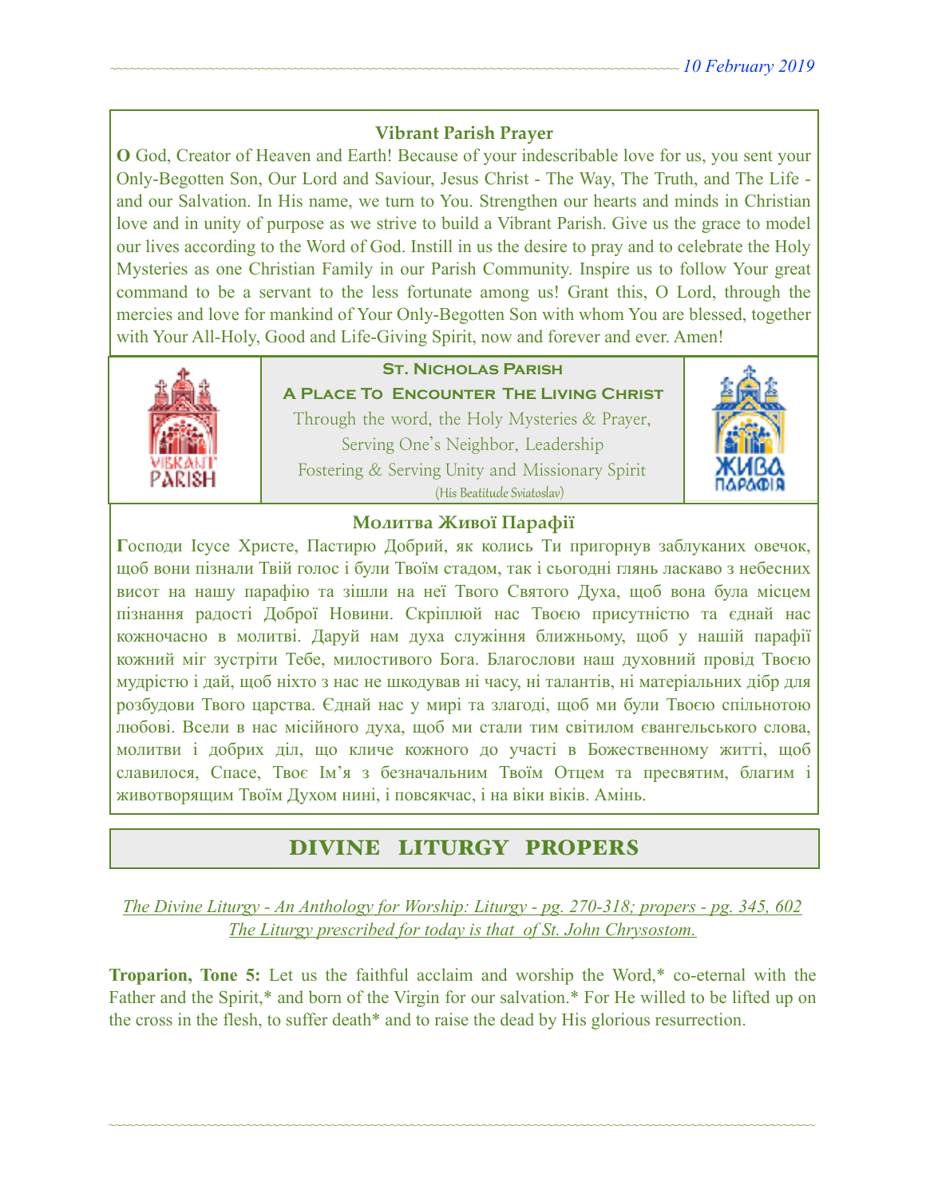### Vibrant Parish Prayer

**O** God, Creator of Heaven and Earth! Because of your indescribable love for us, you sent your Only-Begotten Son, Our Lord and Saviour, Jesus Christ - The Way, The Truth, and The Life - and our Salvation. In His name, we turn to You. Strengthen our hearts and minds in Christian love and in unity of purpose as we strive to build a Vibrant Parish. Give us the grace to model our lives according to the Word of God. Instill in us the desire to pray and to celebrate the Holy Mysteries as one Christian Family in our Parish Community. Inspire us to follow Your great command to be a servant to the less fortunate among us! Grant this, O Lord, through the mercies and love for mankind of Your Only-Begotten Son with whom You are blessed, together with Your All-Holy, Good and Life-Giving Spirit, now and forever and ever. Amen!

**St. Nicholas Parish**

**A Place To Encounter The Living Christ**

Through the word, the Holy Mysteries & Prayer,
Serving One's Neighbor, Leadership
Fostering & Serving Unity and Missionary Spirit
(His Beatitude Sviatoslav)

### Молитва Живої Парафії

**Г**осподи Ісусе Христе, Пастирю Добрий, як колись Ти пригорнув заблуканих овечок, щоб вони пізнали Твій голос і були Твоїм стадом, так і сьогодні глянь ласкаво з небесних висот на нашу парафію та зішли на неї Твого Святого Духа, щоб вона була місцем пізнання радості Доброї Новини. Скріплюй нас Твоєю присутністю та єднай нас кожночасно в молитві. Даруй нам духа служіння ближньому, щоб у нашій парафії кожний міг зустріти Тебе, милостивого Бога. Благослови наш духовний провід Твоєю мудрістю і дай, щоб ніхто з нас не шкодував ні часу, ні талантів, ні матеріальних дібр для розбудови Твого царства. Єднай нас у мирі та злагоді, щоб ми були Твоєю спільнотою любові. Всели в нас місійного духа, щоб ми стали тим світилом євангельського слова, молитви і добрих діл, що кличе кожного до участі в Божественному житті, щоб славилося, Спасе, Твоє Ім'я з безначальним Твоїм Отцем та пресвятим, благим і животворящим Твоїм Духом нині, і повсякчас, і на віки віків. Амінь.

## DIVINE LITURGY PROPERS

*The Divine Liturgy - An Anthology for Worship: Liturgy - pg. 270-318; propers - pg. 345, 602*
*The Liturgy prescribed for today is that of St. John Chrysostom.*

**Troparion, Tone 5:** Let us the faithful acclaim and worship the Word,* co-eternal with the Father and the Spirit,* and born of the Virgin for our salvation.* For He willed to be lifted up on the cross in the flesh, to suffer death* and to raise the dead by His glorious resurrection.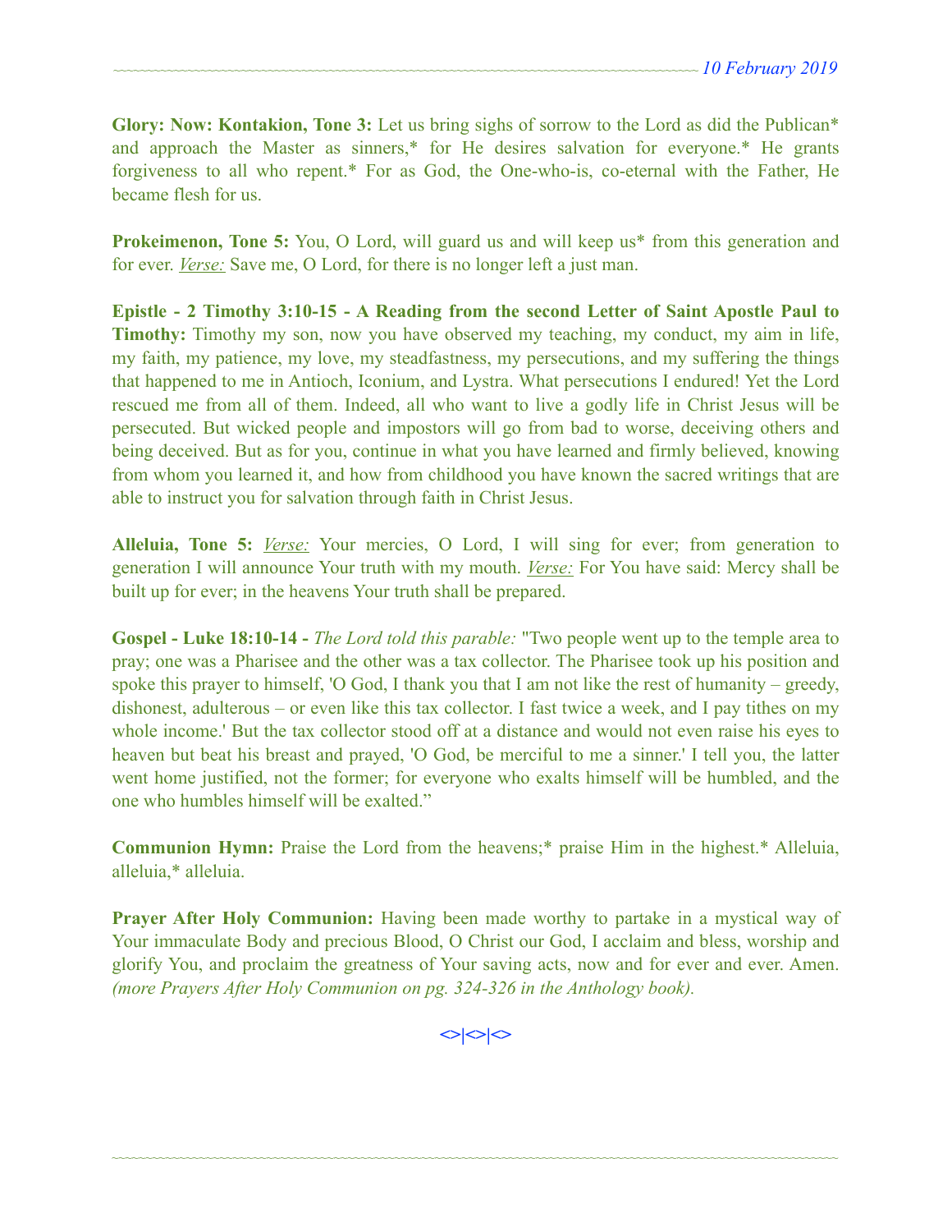**Glory: Now: Kontakion, Tone 3:** Let us bring sighs of sorrow to the Lord as did the Publican* and approach the Master as sinners,* for He desires salvation for everyone.* He grants forgiveness to all who repent.* For as God, the One-who-is, co-eternal with the Father, He became flesh for us.

**Prokeimenon, Tone 5:** You, O Lord, will guard us and will keep us* from this generation and for ever. *Verse:* Save me, O Lord, for there is no longer left a just man.

**Epistle - 2 Timothy 3:10-15 - A Reading from the second Letter of Saint Apostle Paul to Timothy:** Timothy my son, now you have observed my teaching, my conduct, my aim in life, my faith, my patience, my love, my steadfastness, my persecutions, and my suffering the things that happened to me in Antioch, Iconium, and Lystra. What persecutions I endured! Yet the Lord rescued me from all of them. Indeed, all who want to live a godly life in Christ Jesus will be persecuted. But wicked people and impostors will go from bad to worse, deceiving others and being deceived. But as for you, continue in what you have learned and firmly believed, knowing from whom you learned it, and how from childhood you have known the sacred writings that are able to instruct you for salvation through faith in Christ Jesus.

**Alleluia, Tone 5:** *Verse:* Your mercies, O Lord, I will sing for ever; from generation to generation I will announce Your truth with my mouth. *Verse:* For You have said: Mercy shall be built up for ever; in the heavens Your truth shall be prepared.

**Gospel - Luke 18:10-14 -** *The Lord told this parable:* "Two people went up to the temple area to pray; one was a Pharisee and the other was a tax collector. The Pharisee took up his position and spoke this prayer to himself, 'O God, I thank you that I am not like the rest of humanity – greedy, dishonest, adulterous – or even like this tax collector. I fast twice a week, and I pay tithes on my whole income.' But the tax collector stood off at a distance and would not even raise his eyes to heaven but beat his breast and prayed, 'O God, be merciful to me a sinner.' I tell you, the latter went home justified, not the former; for everyone who exalts himself will be humbled, and the one who humbles himself will be exalted."

**Communion Hymn:** Praise the Lord from the heavens;* praise Him in the highest.* Alleluia, alleluia,* alleluia.

**Prayer After Holy Communion:** Having been made worthy to partake in a mystical way of Your immaculate Body and precious Blood, O Christ our God, I acclaim and bless, worship and glorify You, and proclaim the greatness of Your saving acts, now and for ever and ever. Amen. *(more Prayers After Holy Communion on pg. 324-326 in the Anthology book).*

<>|<>|<>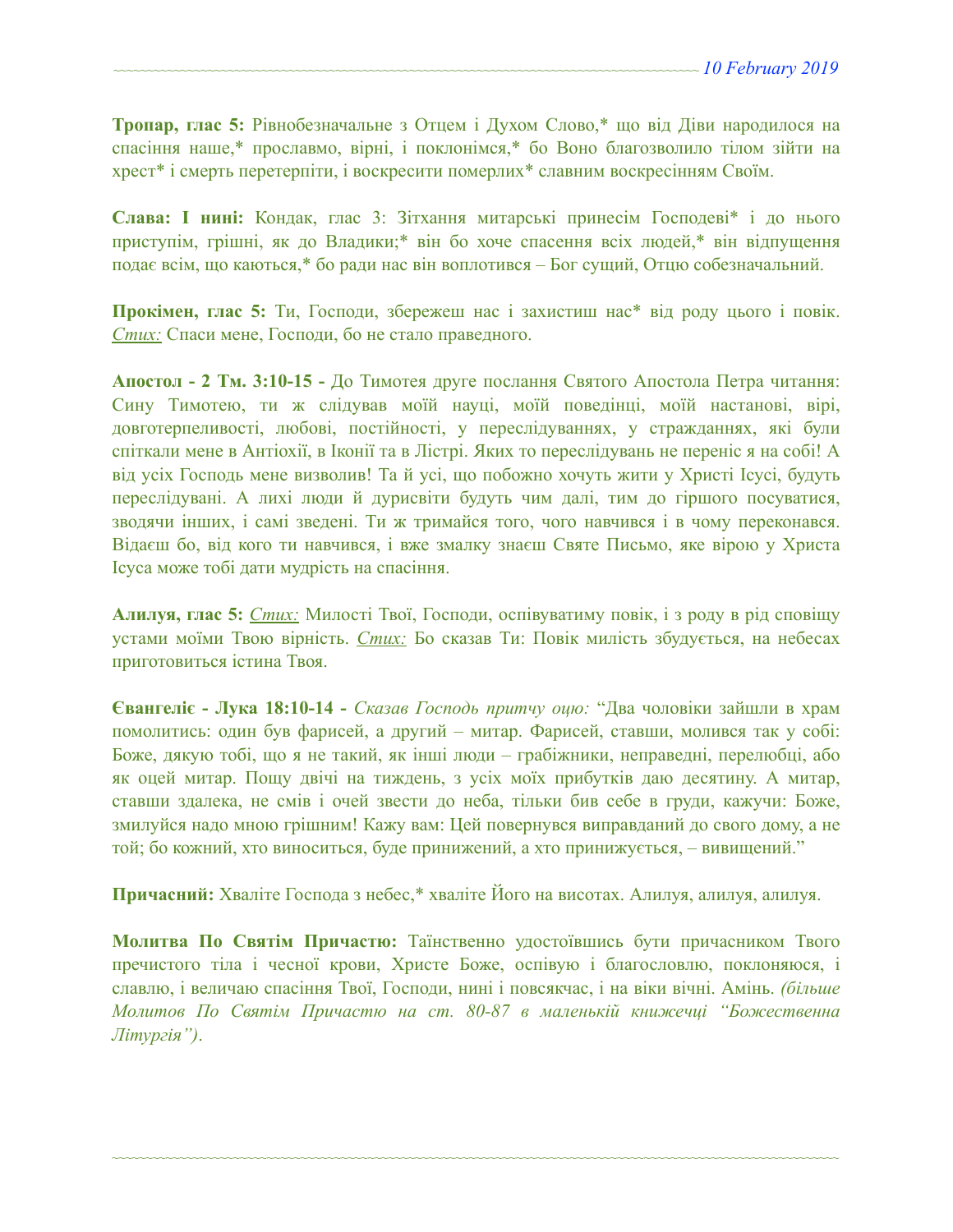**Тропар, глас 5:** Рівнобезначальне з Отцем і Духом Слово,* що від Діви народилося на спасіння наше,* прославмо, вірні, і поклонімся,* бо Воно благозволило тілом зійти на хрест* і смерть перетерпіти, і воскресити померлих* славним воскресінням Своїм.

**Слава: І нині:** Кондак, глас 3: Зітхання митарські принесім Господеві* і до нього приступім, грішні, як до Владики;* він бо хоче спасення всіх людей,* він відпущення подає всім, що каються,* бо ради нас він воплотився – Бог сущий, Отцю собезначальний.

**Прокімен, глас 5:** Ти, Господи, збережеш нас і захистиш нас* від роду цього і повік. _Стих:_ Спаси мене, Господи, бо не стало праведного.

**Апостол - 2 Тм. 3:10-15 -** До Тимотея друге послання Святого Апостола Петра читання: Сину Тимотею, ти ж слідував моїй науці, моїй поведінці, моїй настанові, вірі, довготерпеливості, любові, постійності, у переслідуваннях, у стражданнях, які були спіткали мене в Антіохії, в Іконії та в Лістрі. Яких то переслідувань не переніс я на собі! А від усіх Господь мене визволив! Та й усі, що побожно хочуть жити у Христі Ісусі, будуть переслідувані. А лихі люди й дурисвіти будуть чим далі, тим до гіршого посуватися, зводячи інших, і самі зведені. Ти ж тримайся того, чого навчився і в чому переконався. Відаєш бо, від кого ти навчився, і вже змалку знаєш Святе Письмо, яке вірою у Христа Ісуса може тобі дати мудрість на спасіння.

**Алилуя, глас 5:** _Стих:_ Милості Твої, Господи, оспівуватиму повік, і з роду в рід сповіщу устами моїми Твою вірність. _Стих:_ Бо сказав Ти: Повік милість збудується, на небесах приготовиться істина Твоя.

**Євангеліє - Лука 18:10-14 -** *Сказав Господь притчу оцю:* "Два чоловіки зайшли в храм помолитись: один був фарисей, а другий – митар. Фарисей, ставши, молився так у собі: Боже, дякую тобі, що я не такий, як інші люди – грабіжники, неправедні, перелюбці, або як оцей митар. Пощу двічі на тиждень, з усіх моїх прибутків даю десятину. А митар, ставши здалека, не смів і очей звести до неба, тільки бив себе в груди, кажучи: Боже, змилуйся надо мною грішним! Кажу вам: Цей повернувся виправданий до свого дому, а не той; бо кожний, хто виноситься, буде принижений, а хто принижується, – вивищений."

**Причасний:** Хваліте Господа з небес,* хваліте Його на висотах. Алилуя, алилуя, алилуя.

**Молитва По Святім Причастю:** Таїнственно удостоївшись бути причасником Твого пречистого тіла і чесної крови, Христе Боже, оспівую і благословлю, поклоняюся, і славлю, і величаю спасіння Твої, Господи, нині і повсякчас, і на віки вічні. Амінь. *(більше Молитов По Святім Причастю на ст. 80-87 в маленькій книжечці "Божественна Літургія")*.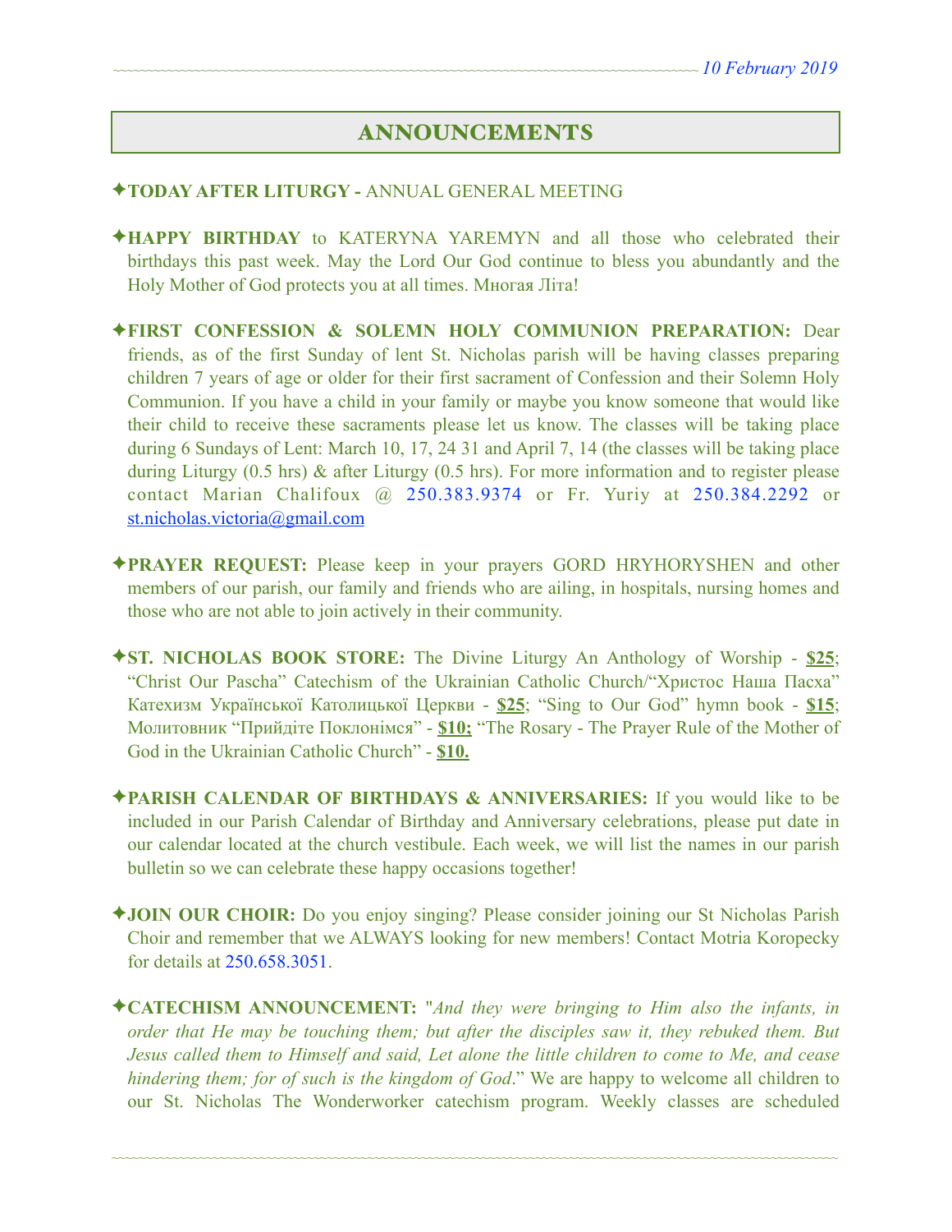## ANNOUNCEMENTS

✦**TODAY AFTER LITURGY -** ANNUAL GENERAL MEETING

✦**HAPPY BIRTHDAY** to KATERYNA YAREMYN and all those who celebrated their birthdays this past week. May the Lord Our God continue to bless you abundantly and the Holy Mother of God protects you at all times. Многая Літа!

✦**FIRST CONFESSION & SOLEMN HOLY COMMUNION PREPARATION:** Dear friends, as of the first Sunday of lent St. Nicholas parish will be having classes preparing children 7 years of age or older for their first sacrament of Confession and their Solemn Holy Communion. If you have a child in your family or maybe you know someone that would like their child to receive these sacraments please let us know. The classes will be taking place during 6 Sundays of Lent: March 10, 17, 24 31 and April 7, 14 (the classes will be taking place during Liturgy (0.5 hrs) & after Liturgy (0.5 hrs). For more information and to register please contact Marian Chalifoux @ 250.383.9374 or Fr. Yuriy at 250.384.2292 or st.nicholas.victoria@gmail.com

✦**PRAYER REQUEST:** Please keep in your prayers GORD HRYHORYSHEN and other members of our parish, our family and friends who are ailing, in hospitals, nursing homes and those who are not able to join actively in their community.

✦**ST. NICHOLAS BOOK STORE:** The Divine Liturgy An Anthology of Worship - **$25**; "Christ Our Pascha" Catechism of the Ukrainian Catholic Church/"Христос Наша Пасха" Катехизм Української Католицької Церкви - **$25**; "Sing to Our God" hymn book - **$15**; Молитовник "Прийдіте Поклонімся" - **$10;** "The Rosary - The Prayer Rule of the Mother of God in the Ukrainian Catholic Church" - **$10.**

✦**PARISH CALENDAR OF BIRTHDAYS & ANNIVERSARIES:** If you would like to be included in our Parish Calendar of Birthday and Anniversary celebrations, please put date in our calendar located at the church vestibule. Each week, we will list the names in our parish bulletin so we can celebrate these happy occasions together!

✦**JOIN OUR CHOIR:** Do you enjoy singing? Please consider joining our St Nicholas Parish Choir and remember that we ALWAYS looking for new members! Contact Motria Koropecky for details at 250.658.3051.

✦**CATECHISM ANNOUNCEMENT:** "*And they were bringing to Him also the infants, in order that He may be touching them; but after the disciples saw it, they rebuked them. But Jesus called them to Himself and said, Let alone the little children to come to Me, and cease hindering them; for of such is the kingdom of God*." We are happy to welcome all children to our St. Nicholas The Wonderworker catechism program. Weekly classes are scheduled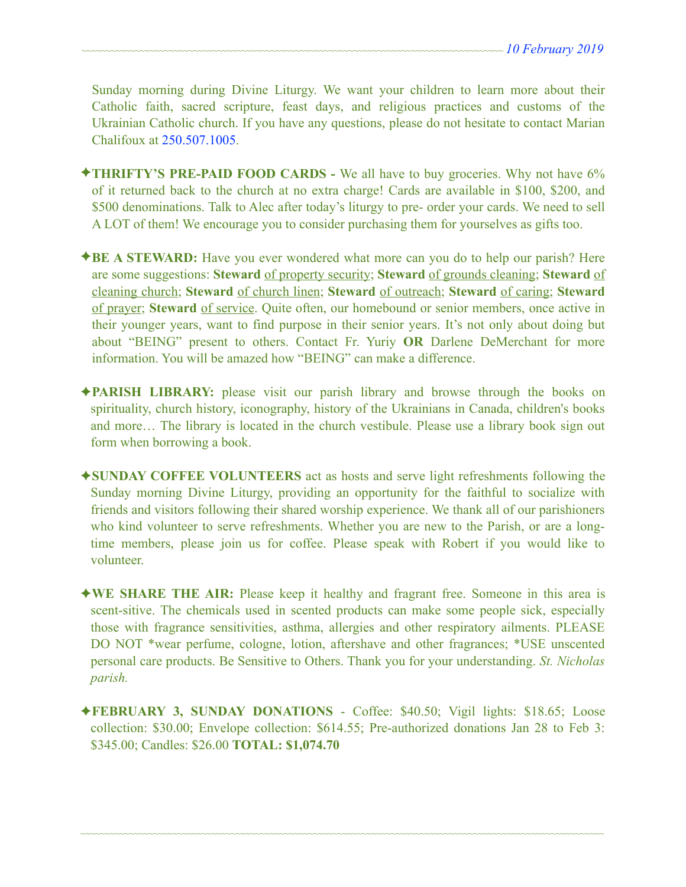Sunday morning during Divine Liturgy. We want your children to learn more about their Catholic faith, sacred scripture, feast days, and religious practices and customs of the Ukrainian Catholic church. If you have any questions, please do not hesitate to contact Marian Chalifoux at 250.507.1005.

✦**THRIFTY'S PRE-PAID FOOD CARDS -** We all have to buy groceries. Why not have 6% of it returned back to the church at no extra charge! Cards are available in $100, $200, and $500 denominations. Talk to Alec after today's liturgy to pre- order your cards. We need to sell A LOT of them! We encourage you to consider purchasing them for yourselves as gifts too.

✦**BE A STEWARD:** Have you ever wondered what more can you do to help our parish? Here are some suggestions: **Steward** of property security; **Steward** of grounds cleaning; **Steward** of cleaning church; **Steward** of church linen; **Steward** of outreach; **Steward** of caring; **Steward** of prayer; **Steward** of service. Quite often, our homebound or senior members, once active in their younger years, want to find purpose in their senior years. It's not only about doing but about "BEING" present to others. Contact Fr. Yuriy **OR** Darlene DeMerchant for more information. You will be amazed how "BEING" can make a difference.

✦**PARISH LIBRARY:** please visit our parish library and browse through the books on spirituality, church history, iconography, history of the Ukrainians in Canada, children's books and more… The library is located in the church vestibule. Please use a library book sign out form when borrowing a book.

✦**SUNDAY COFFEE VOLUNTEERS** act as hosts and serve light refreshments following the Sunday morning Divine Liturgy, providing an opportunity for the faithful to socialize with friends and visitors following their shared worship experience. We thank all of our parishioners who kind volunteer to serve refreshments. Whether you are new to the Parish, or are a long-time members, please join us for coffee. Please speak with Robert if you would like to volunteer.

✦**WE SHARE THE AIR:** Please keep it healthy and fragrant free. Someone in this area is scent-sitive. The chemicals used in scented products can make some people sick, especially those with fragrance sensitivities, asthma, allergies and other respiratory ailments. PLEASE DO NOT *wear perfume, cologne, lotion, aftershave and other fragrances; *USE unscented personal care products. Be Sensitive to Others. Thank you for your understanding. *St. Nicholas parish.*

✦**FEBRUARY 3, SUNDAY DONATIONS** - Coffee: $40.50; Vigil lights: $18.65; Loose collection: $30.00; Envelope collection: $614.55; Pre-authorized donations Jan 28 to Feb 3: $345.00; Candles: $26.00 **TOTAL: $1,074.70**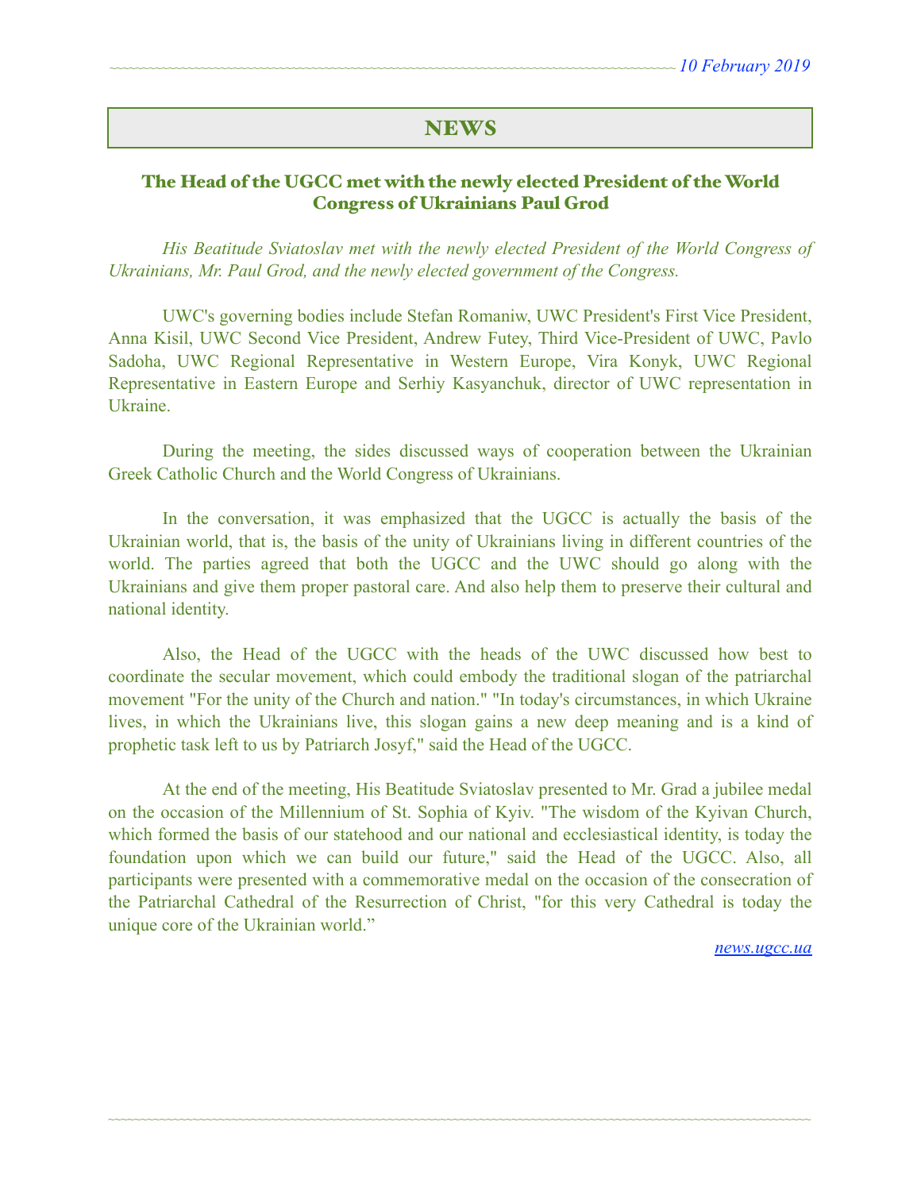## NEWS

### The Head of the UGCC met with the newly elected President of the World Congress of Ukrainians Paul Grod

*His Beatitude Sviatoslav met with the newly elected President of the World Congress of Ukrainians, Mr. Paul Grod, and the newly elected government of the Congress.*

UWC's governing bodies include Stefan Romaniw, UWC President's First Vice President, Anna Kisil, UWC Second Vice President, Andrew Futey, Third Vice-President of UWC, Pavlo Sadoha, UWC Regional Representative in Western Europe, Vira Konyk, UWC Regional Representative in Eastern Europe and Serhiy Kasyanchuk, director of UWC representation in Ukraine.

During the meeting, the sides discussed ways of cooperation between the Ukrainian Greek Catholic Church and the World Congress of Ukrainians.

In the conversation, it was emphasized that the UGCC is actually the basis of the Ukrainian world, that is, the basis of the unity of Ukrainians living in different countries of the world. The parties agreed that both the UGCC and the UWC should go along with the Ukrainians and give them proper pastoral care. And also help them to preserve their cultural and national identity.

Also, the Head of the UGCC with the heads of the UWC discussed how best to coordinate the secular movement, which could embody the traditional slogan of the patriarchal movement "For the unity of the Church and nation." "In today's circumstances, in which Ukraine lives, in which the Ukrainians live, this slogan gains a new deep meaning and is a kind of prophetic task left to us by Patriarch Josyf," said the Head of the UGCC.

At the end of the meeting, His Beatitude Sviatoslav presented to Mr. Grad a jubilee medal on the occasion of the Millennium of St. Sophia of Kyiv. "The wisdom of the Kyivan Church, which formed the basis of our statehood and our national and ecclesiastical identity, is today the foundation upon which we can build our future," said the Head of the UGCC. Also, all participants were presented with a commemorative medal on the occasion of the consecration of the Patriarchal Cathedral of the Resurrection of Christ, "for this very Cathedral is today the unique core of the Ukrainian world."

news.ugcc.ua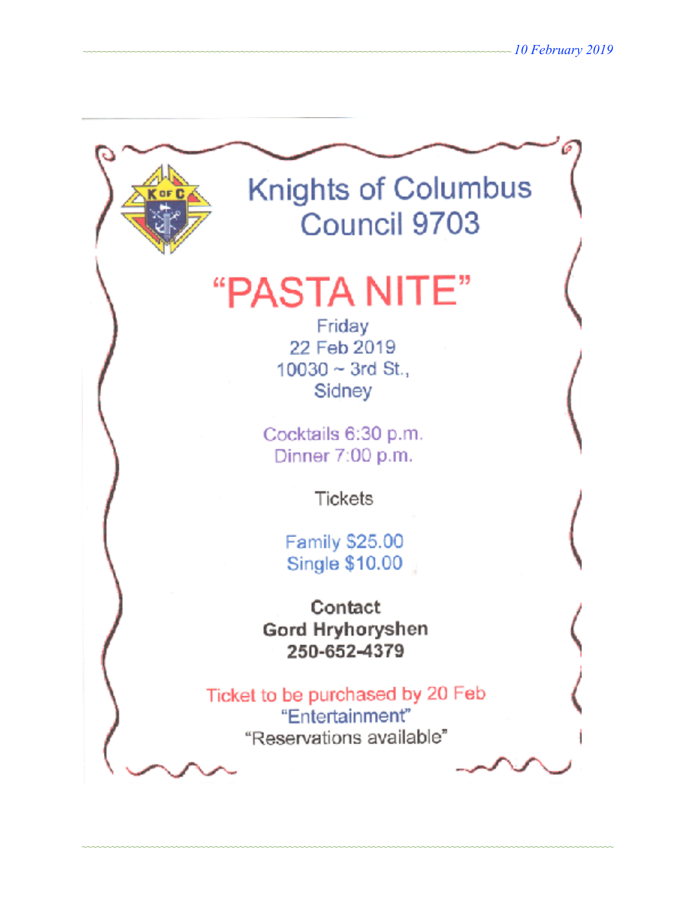# Knights of Columbus Council 9703

## "PASTA NITE"

Friday
22 Feb 2019
10030 ~ 3rd St.,
Sidney

Cocktails 6:30 p.m.
Dinner 7:00 p.m.

Tickets

Family $25.00
Single $10.00

**Contact**
**Gord Hryhoryshen**
**250-652-4379**

Ticket to be purchased by 20 Feb
"Entertainment"
"Reservations available"